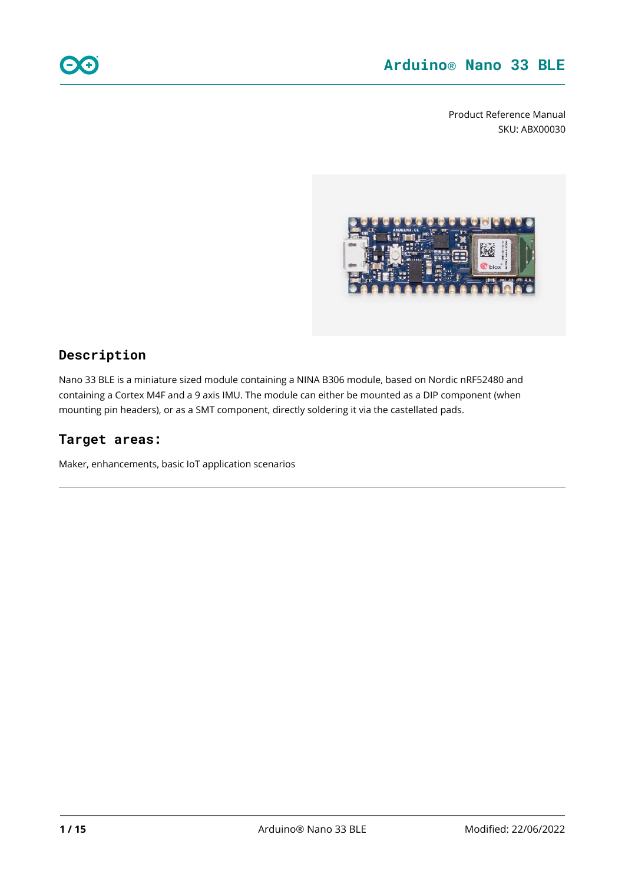# Arduino® Nano 33 BLE

Product Reference Manual
SKU: ABX00030

## Description

Nano 33 BLE is a miniature sized module containing a NINA B306 module, based on Nordic nRF52480 and containing a Cortex M4F and a 9 axis IMU. The module can either be mounted as a DIP component (when mounting pin headers), or as a SMT component, directly soldering it via the castellated pads.

## Target areas:

Maker, enhancements, basic IoT application scenarios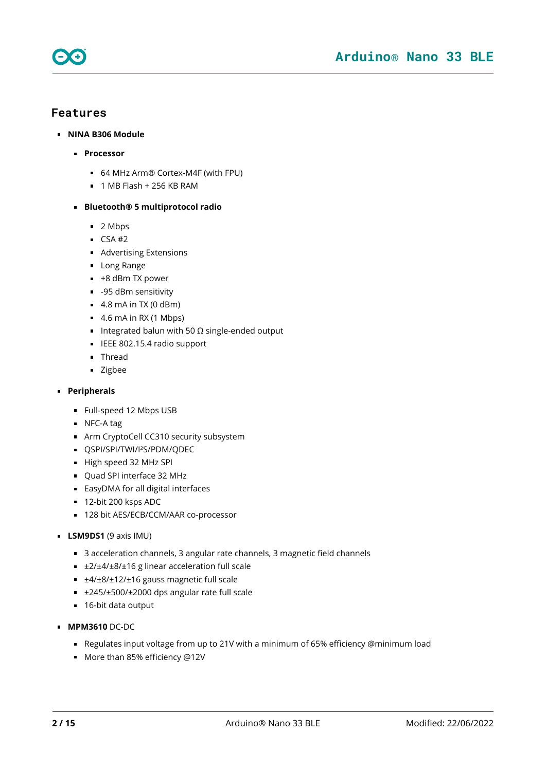# Features

- **NINA B306 Module**
  - **Processor**
    - 64 MHz Arm® Cortex-M4F (with FPU)
    - 1 MB Flash + 256 KB RAM
  - **Bluetooth® 5 multiprotocol radio**
    - 2 Mbps
    - CSA #2
    - Advertising Extensions
    - Long Range
    - +8 dBm TX power
    - -95 dBm sensitivity
    - 4.8 mA in TX (0 dBm)
    - 4.6 mA in RX (1 Mbps)
    - Integrated balun with 50 Ω single-ended output
    - IEEE 802.15.4 radio support
    - Thread
    - Zigbee
- **Peripherals**
  - Full-speed 12 Mbps USB
  - NFC-A tag
  - Arm CryptoCell CC310 security subsystem
  - QSPI/SPI/TWI/I²S/PDM/QDEC
  - High speed 32 MHz SPI
  - Quad SPI interface 32 MHz
  - EasyDMA for all digital interfaces
  - 12-bit 200 ksps ADC
  - 128 bit AES/ECB/CCM/AAR co-processor
- **LSM9DS1** (9 axis IMU)
  - 3 acceleration channels, 3 angular rate channels, 3 magnetic field channels
  - ±2/±4/±8/±16 g linear acceleration full scale
  - ±4/±8/±12/±16 gauss magnetic full scale
  - ±245/±500/±2000 dps angular rate full scale
  - 16-bit data output
- **MPM3610** DC-DC
  - Regulates input voltage from up to 21V with a minimum of 65% efficiency @minimum load
  - More than 85% efficiency @12V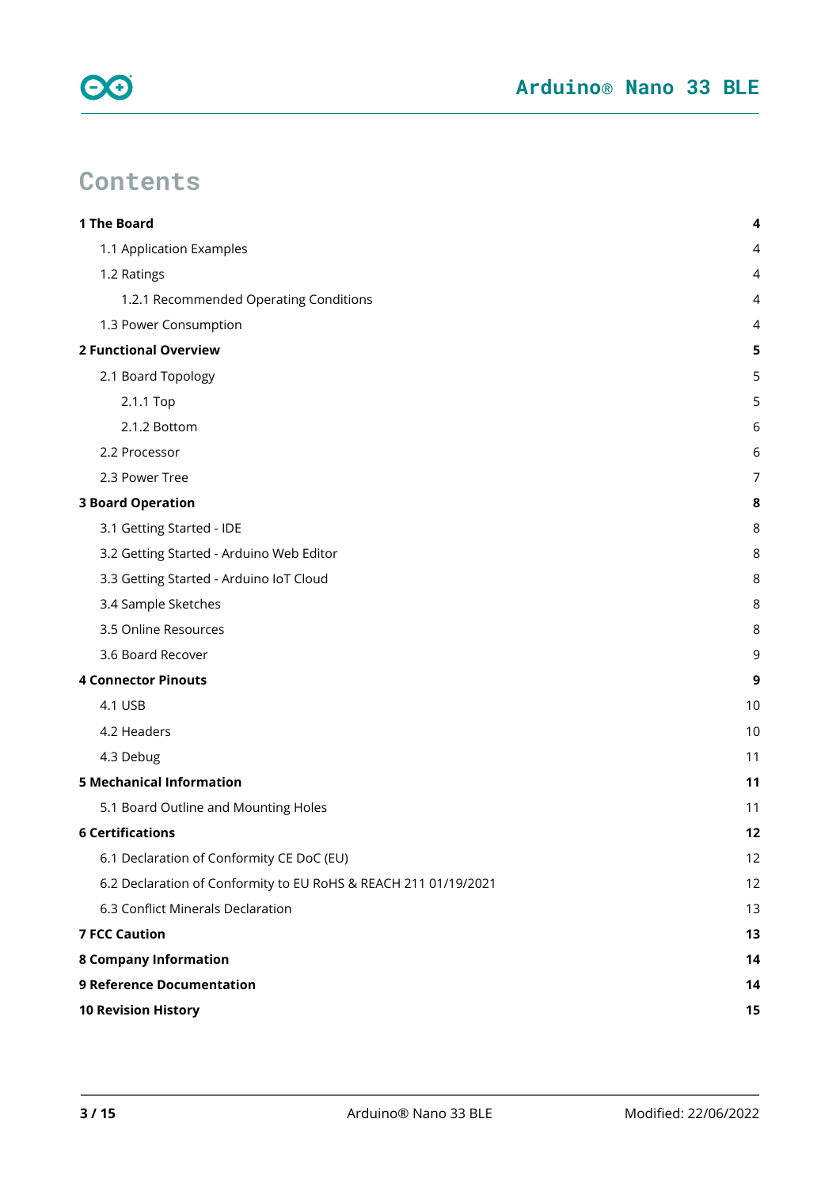# Contents

| | |
|---|---|
| **1 The Board** | **4** |
| 1.1 Application Examples | 4 |
| 1.2 Ratings | 4 |
| 1.2.1 Recommended Operating Conditions | 4 |
| 1.3 Power Consumption | 4 |
| **2 Functional Overview** | **5** |
| 2.1 Board Topology | 5 |
| 2.1.1 Top | 5 |
| 2.1.2 Bottom | 6 |
| 2.2 Processor | 6 |
| 2.3 Power Tree | 7 |
| **3 Board Operation** | **8** |
| 3.1 Getting Started - IDE | 8 |
| 3.2 Getting Started - Arduino Web Editor | 8 |
| 3.3 Getting Started - Arduino IoT Cloud | 8 |
| 3.4 Sample Sketches | 8 |
| 3.5 Online Resources | 8 |
| 3.6 Board Recover | 9 |
| **4 Connector Pinouts** | **9** |
| 4.1 USB | 10 |
| 4.2 Headers | 10 |
| 4.3 Debug | 11 |
| **5 Mechanical Information** | **11** |
| 5.1 Board Outline and Mounting Holes | 11 |
| **6 Certifications** | **12** |
| 6.1 Declaration of Conformity CE DoC (EU) | 12 |
| 6.2 Declaration of Conformity to EU RoHS & REACH 211 01/19/2021 | 12 |
| 6.3 Conflict Minerals Declaration | 13 |
| **7 FCC Caution** | **13** |
| **8 Company Information** | **14** |
| **9 Reference Documentation** | **14** |
| **10 Revision History** | **15** |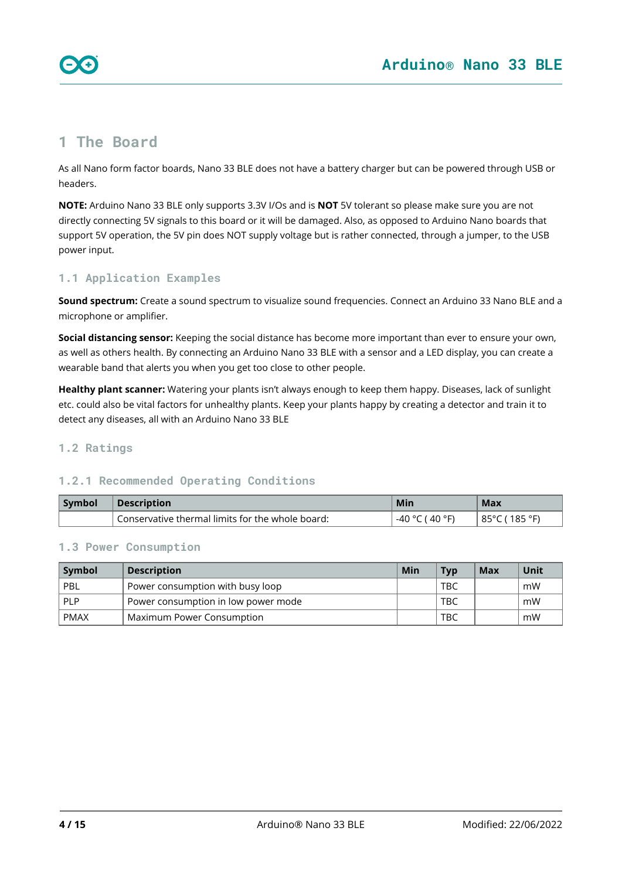# 1 The Board

As all Nano form factor boards, Nano 33 BLE does not have a battery charger but can be powered through USB or headers.

**NOTE:** Arduino Nano 33 BLE only supports 3.3V I/Os and is **NOT** 5V tolerant so please make sure you are not directly connecting 5V signals to this board or it will be damaged. Also, as opposed to Arduino Nano boards that support 5V operation, the 5V pin does NOT supply voltage but is rather connected, through a jumper, to the USB power input.

## 1.1 Application Examples

**Sound spectrum:** Create a sound spectrum to visualize sound frequencies. Connect an Arduino 33 Nano BLE and a microphone or amplifier.

**Social distancing sensor:** Keeping the social distance has become more important than ever to ensure your own, as well as others health. By connecting an Arduino Nano 33 BLE with a sensor and a LED display, you can create a wearable band that alerts you when you get too close to other people.

**Healthy plant scanner:** Watering your plants isn't always enough to keep them happy. Diseases, lack of sunlight etc. could also be vital factors for unhealthy plants. Keep your plants happy by creating a detector and train it to detect any diseases, all with an Arduino Nano 33 BLE

## 1.2 Ratings

### 1.2.1 Recommended Operating Conditions

| Symbol | Description | Min | Max |
|---|---|---|---|
| | Conservative thermal limits for the whole board: | -40 °C ( 40 °F) | 85°C ( 185 °F) |

## 1.3 Power Consumption

| Symbol | Description | Min | Typ | Max | Unit |
|---|---|---|---|---|---|
| PBL | Power consumption with busy loop | | TBC | | mW |
| PLP | Power consumption in low power mode | | TBC | | mW |
| PMAX | Maximum Power Consumption | | TBC | | mW |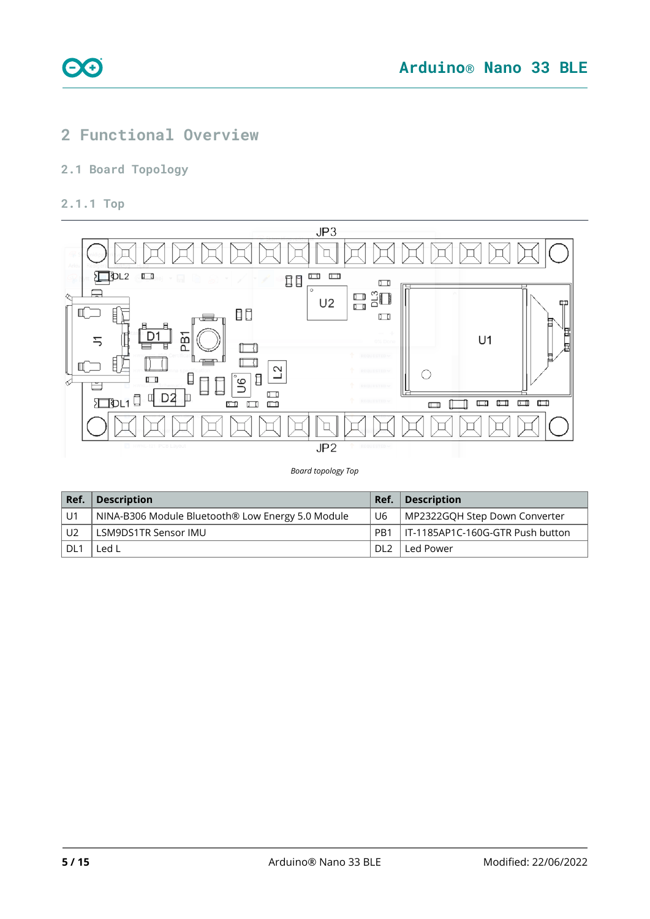# 2 Functional Overview

## 2.1 Board Topology

### 2.1.1 Top

*Board topology Top*

| Ref. | Description | Ref. | Description |
|---|---|---|---|
| U1 | NINA-B306 Module Bluetooth® Low Energy 5.0 Module | U6 | MP2322GQH Step Down Converter |
| U2 | LSM9DS1TR Sensor IMU | PB1 | IT-1185AP1C-160G-GTR Push button |
| DL1 | Led L | DL2 | Led Power |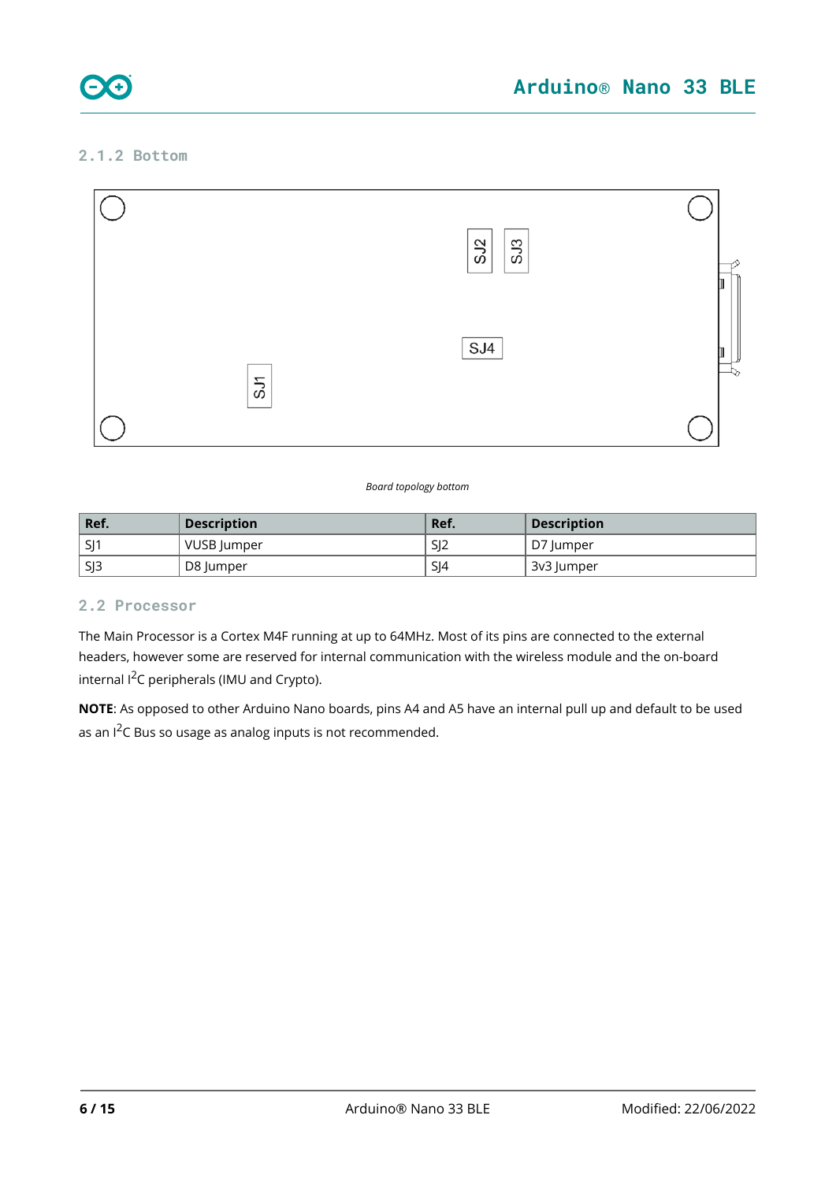### 2.1.2 Bottom

*Board topology bottom*

| Ref. | Description | Ref. | Description |
|---|---|---|---|
| SJ1 | VUSB Jumper | SJ2 | D7 Jumper |
| SJ3 | D8 Jumper | SJ4 | 3v3 Jumper |

## 2.2 Processor

The Main Processor is a Cortex M4F running at up to 64MHz. Most of its pins are connected to the external headers, however some are reserved for internal communication with the wireless module and the on-board internal $I^2C$ peripherals (IMU and Crypto).

**NOTE**: As opposed to other Arduino Nano boards, pins A4 and A5 have an internal pull up and default to be used as an $I^2C$ Bus so usage as analog inputs is not recommended.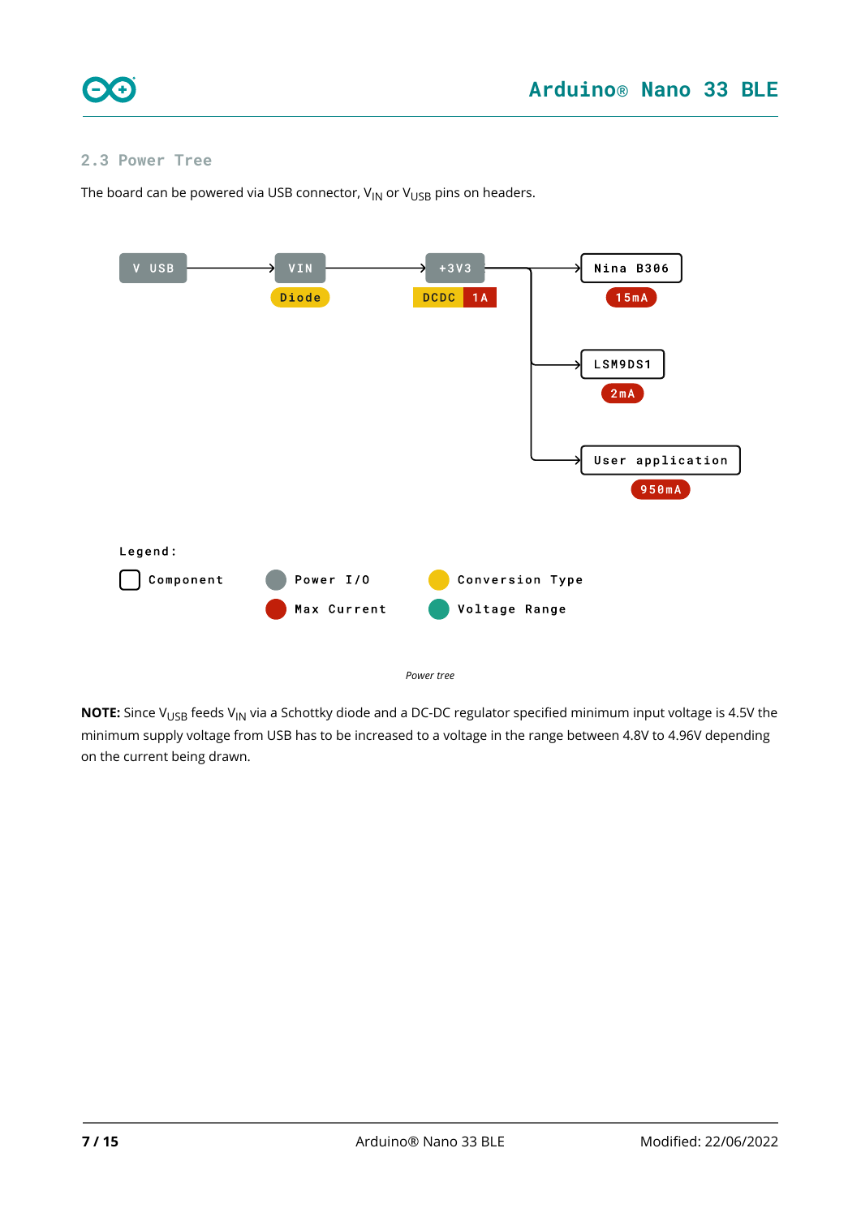### 2.3 Power Tree

The board can be powered via USB connector, $V_{IN}$ or $V_{USB}$ pins on headers.

V USB → VIN (Diode) → +3V3 (DCDC, 1A) → Nina B306 (15mA), LSM9DS1 (2mA), User application (950mA)

Legend:

- Component
- Power I/O
- Max Current
- Conversion Type
- Voltage Range

*Power tree*

**NOTE:** Since $V_{USB}$ feeds $V_{IN}$ via a Schottky diode and a DC-DC regulator specified minimum input voltage is 4.5V the minimum supply voltage from USB has to be increased to a voltage in the range between 4.8V to 4.96V depending on the current being drawn.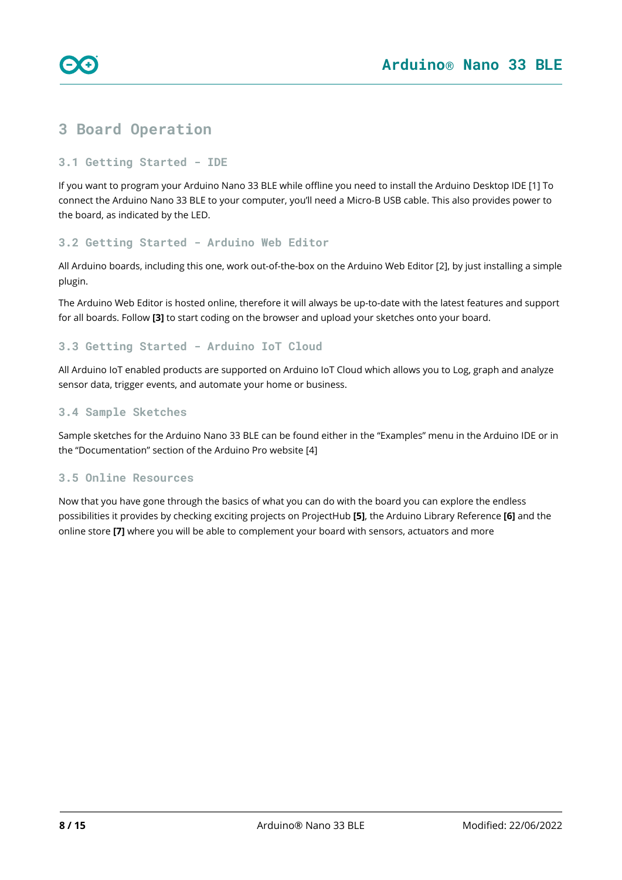# 3 Board Operation

## 3.1 Getting Started - IDE

If you want to program your Arduino Nano 33 BLE while offline you need to install the Arduino Desktop IDE [1] To connect the Arduino Nano 33 BLE to your computer, you'll need a Micro-B USB cable. This also provides power to the board, as indicated by the LED.

## 3.2 Getting Started - Arduino Web Editor

All Arduino boards, including this one, work out-of-the-box on the Arduino Web Editor [2], by just installing a simple plugin.

The Arduino Web Editor is hosted online, therefore it will always be up-to-date with the latest features and support for all boards. Follow **[3]** to start coding on the browser and upload your sketches onto your board.

## 3.3 Getting Started - Arduino IoT Cloud

All Arduino IoT enabled products are supported on Arduino IoT Cloud which allows you to Log, graph and analyze sensor data, trigger events, and automate your home or business.

## 3.4 Sample Sketches

Sample sketches for the Arduino Nano 33 BLE can be found either in the "Examples" menu in the Arduino IDE or in the "Documentation" section of the Arduino Pro website [4]

## 3.5 Online Resources

Now that you have gone through the basics of what you can do with the board you can explore the endless possibilities it provides by checking exciting projects on ProjectHub **[5]**, the Arduino Library Reference **[6]** and the online store **[7]** where you will be able to complement your board with sensors, actuators and more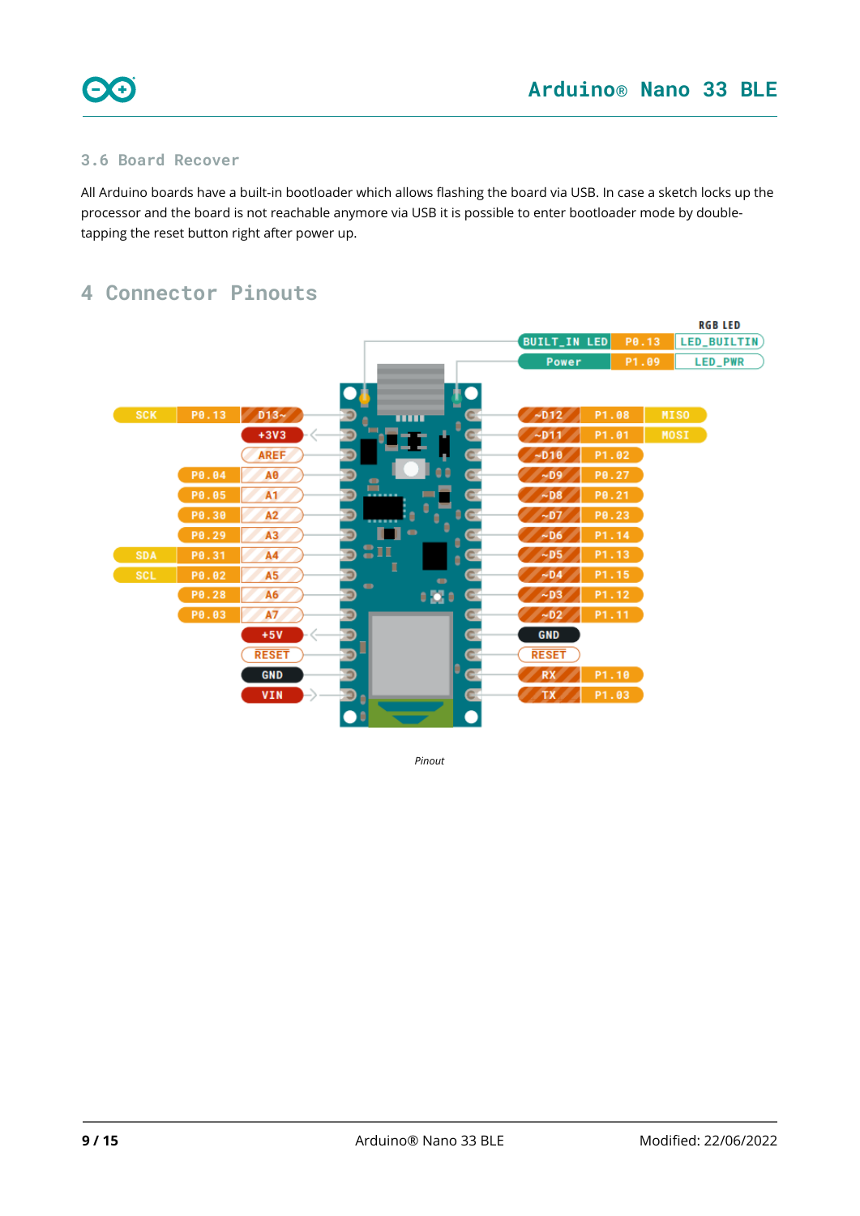### 3.6 Board Recover

All Arduino boards have a built-in bootloader which allows flashing the board via USB. In case a sketch locks up the processor and the board is not reachable anymore via USB it is possible to enter bootloader mode by double-tapping the reset button right after power up.

## 4 Connector Pinouts

*Pinout*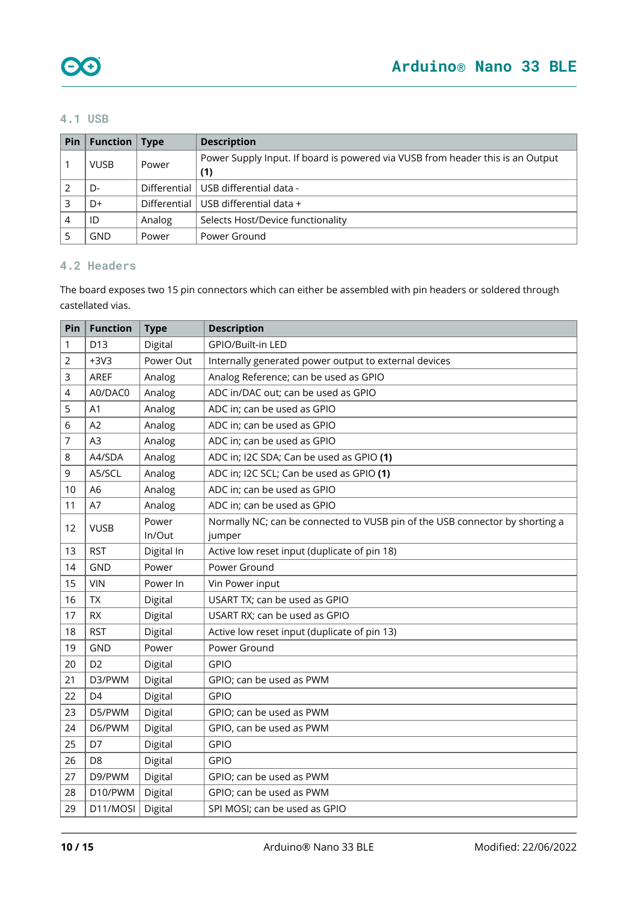### 4.1 USB

| Pin | Function | Type | Description |
| --- | --- | --- | --- |
| 1 | VUSB | Power | Power Supply Input. If board is powered via VUSB from header this is an Output **(1)** |
| 2 | D- | Differential | USB differential data - |
| 3 | D+ | Differential | USB differential data + |
| 4 | ID | Analog | Selects Host/Device functionality |
| 5 | GND | Power | Power Ground |

### 4.2 Headers

The board exposes two 15 pin connectors which can either be assembled with pin headers or soldered through castellated vias.

| Pin | Function | Type | Description |
| --- | --- | --- | --- |
| 1 | D13 | Digital | GPIO/Built-in LED |
| 2 | +3V3 | Power Out | Internally generated power output to external devices |
| 3 | AREF | Analog | Analog Reference; can be used as GPIO |
| 4 | A0/DAC0 | Analog | ADC in/DAC out; can be used as GPIO |
| 5 | A1 | Analog | ADC in; can be used as GPIO |
| 6 | A2 | Analog | ADC in; can be used as GPIO |
| 7 | A3 | Analog | ADC in; can be used as GPIO |
| 8 | A4/SDA | Analog | ADC in; I2C SDA; Can be used as GPIO **(1)** |
| 9 | A5/SCL | Analog | ADC in; I2C SCL; Can be used as GPIO **(1)** |
| 10 | A6 | Analog | ADC in; can be used as GPIO |
| 11 | A7 | Analog | ADC in; can be used as GPIO |
| 12 | VUSB | Power In/Out | Normally NC; can be connected to VUSB pin of the USB connector by shorting a jumper |
| 13 | RST | Digital In | Active low reset input (duplicate of pin 18) |
| 14 | GND | Power | Power Ground |
| 15 | VIN | Power In | Vin Power input |
| 16 | TX | Digital | USART TX; can be used as GPIO |
| 17 | RX | Digital | USART RX; can be used as GPIO |
| 18 | RST | Digital | Active low reset input (duplicate of pin 13) |
| 19 | GND | Power | Power Ground |
| 20 | D2 | Digital | GPIO |
| 21 | D3/PWM | Digital | GPIO; can be used as PWM |
| 22 | D4 | Digital | GPIO |
| 23 | D5/PWM | Digital | GPIO; can be used as PWM |
| 24 | D6/PWM | Digital | GPIO, can be used as PWM |
| 25 | D7 | Digital | GPIO |
| 26 | D8 | Digital | GPIO |
| 27 | D9/PWM | Digital | GPIO; can be used as PWM |
| 28 | D10/PWM | Digital | GPIO; can be used as PWM |
| 29 | D11/MOSI | Digital | SPI MOSI; can be used as GPIO |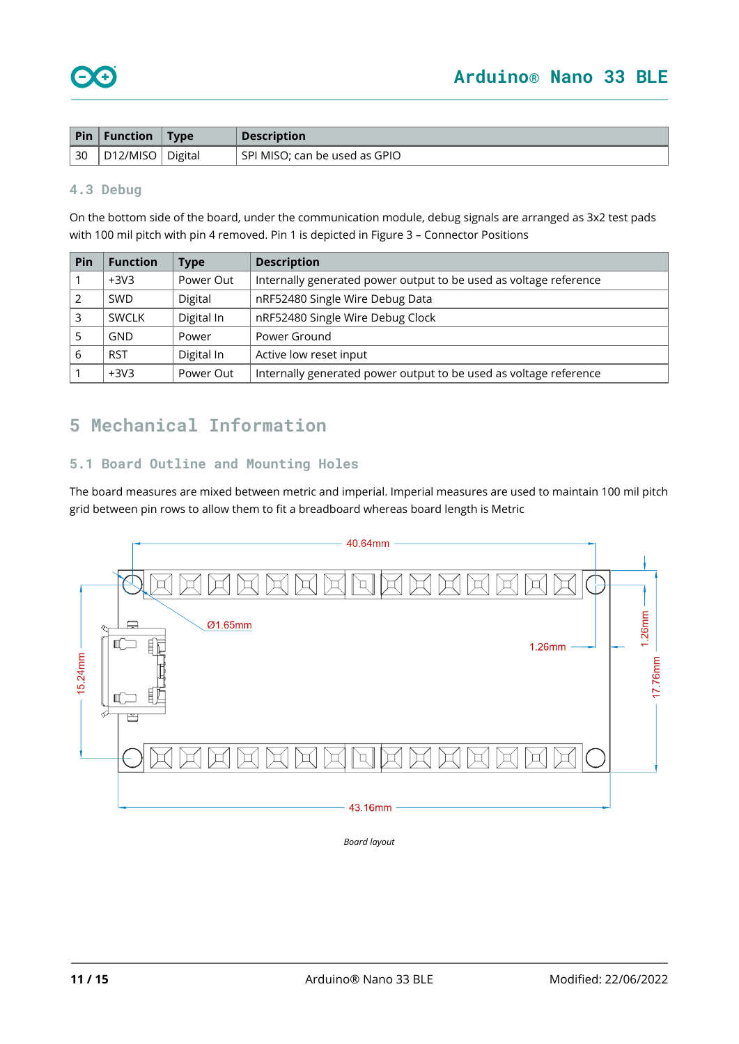| Pin | Function | Type | Description |
|---|---|---|---|
| 30 | D12/MISO | Digital | SPI MISO; can be used as GPIO |

### 4.3 Debug

On the bottom side of the board, under the communication module, debug signals are arranged as 3x2 test pads with 100 mil pitch with pin 4 removed. Pin 1 is depicted in Figure 3 – Connector Positions

| Pin | Function | Type | Description |
|---|---|---|---|
| 1 | +3V3 | Power Out | Internally generated power output to be used as voltage reference |
| 2 | SWD | Digital | nRF52480 Single Wire Debug Data |
| 3 | SWCLK | Digital In | nRF52480 Single Wire Debug Clock |
| 5 | GND | Power | Power Ground |
| 6 | RST | Digital In | Active low reset input |
| 1 | +3V3 | Power Out | Internally generated power output to be used as voltage reference |

# 5 Mechanical Information

## 5.1 Board Outline and Mounting Holes

The board measures are mixed between metric and imperial. Imperial measures are used to maintain 100 mil pitch grid between pin rows to allow them to fit a breadboard whereas board length is Metric

*Board layout*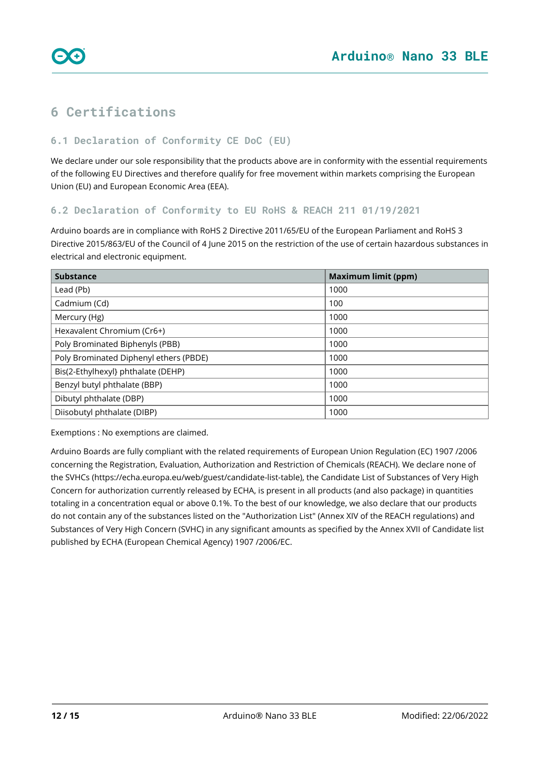# 6 Certifications

## 6.1 Declaration of Conformity CE DoC (EU)

We declare under our sole responsibility that the products above are in conformity with the essential requirements of the following EU Directives and therefore qualify for free movement within markets comprising the European Union (EU) and European Economic Area (EEA).

## 6.2 Declaration of Conformity to EU RoHS & REACH 211 01/19/2021

Arduino boards are in compliance with RoHS 2 Directive 2011/65/EU of the European Parliament and RoHS 3 Directive 2015/863/EU of the Council of 4 June 2015 on the restriction of the use of certain hazardous substances in electrical and electronic equipment.

| Substance | Maximum limit (ppm) |
|---|---|
| Lead (Pb) | 1000 |
| Cadmium (Cd) | 100 |
| Mercury (Hg) | 1000 |
| Hexavalent Chromium (Cr6+) | 1000 |
| Poly Brominated Biphenyls (PBB) | 1000 |
| Poly Brominated Diphenyl ethers (PBDE) | 1000 |
| Bis(2-Ethylhexyl} phthalate (DEHP) | 1000 |
| Benzyl butyl phthalate (BBP) | 1000 |
| Dibutyl phthalate (DBP) | 1000 |
| Diisobutyl phthalate (DIBP) | 1000 |

Exemptions : No exemptions are claimed.

Arduino Boards are fully compliant with the related requirements of European Union Regulation (EC) 1907 /2006 concerning the Registration, Evaluation, Authorization and Restriction of Chemicals (REACH). We declare none of the SVHCs (https://echa.europa.eu/web/guest/candidate-list-table), the Candidate List of Substances of Very High Concern for authorization currently released by ECHA, is present in all products (and also package) in quantities totaling in a concentration equal or above 0.1%. To the best of our knowledge, we also declare that our products do not contain any of the substances listed on the "Authorization List" (Annex XIV of the REACH regulations) and Substances of Very High Concern (SVHC) in any significant amounts as specified by the Annex XVII of Candidate list published by ECHA (European Chemical Agency) 1907 /2006/EC.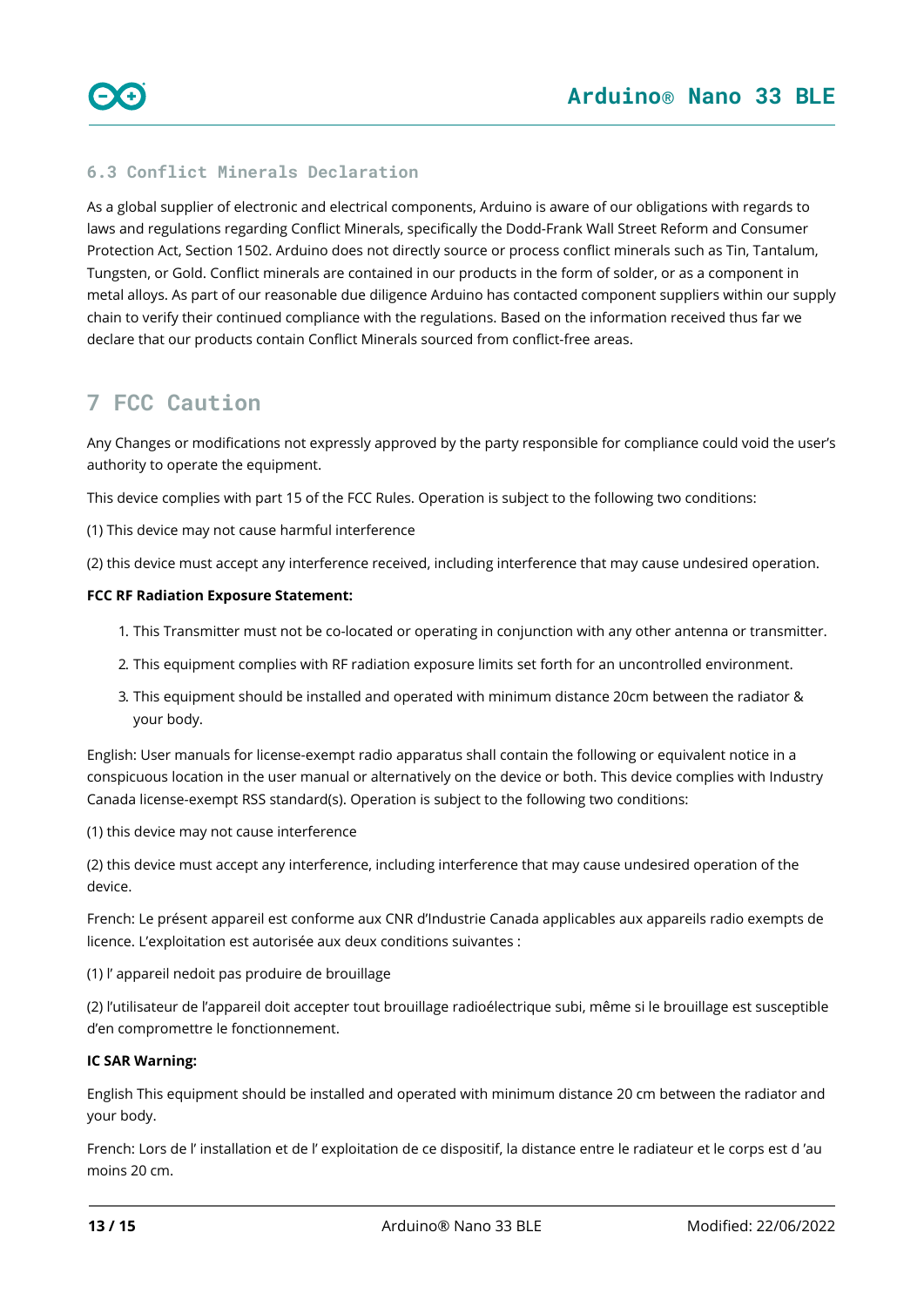### 6.3 Conflict Minerals Declaration

As a global supplier of electronic and electrical components, Arduino is aware of our obligations with regards to laws and regulations regarding Conflict Minerals, specifically the Dodd-Frank Wall Street Reform and Consumer Protection Act, Section 1502. Arduino does not directly source or process conflict minerals such as Tin, Tantalum, Tungsten, or Gold. Conflict minerals are contained in our products in the form of solder, or as a component in metal alloys. As part of our reasonable due diligence Arduino has contacted component suppliers within our supply chain to verify their continued compliance with the regulations. Based on the information received thus far we declare that our products contain Conflict Minerals sourced from conflict-free areas.

## 7 FCC Caution

Any Changes or modifications not expressly approved by the party responsible for compliance could void the user's authority to operate the equipment.

This device complies with part 15 of the FCC Rules. Operation is subject to the following two conditions:

(1) This device may not cause harmful interference

(2) this device must accept any interference received, including interference that may cause undesired operation.

**FCC RF Radiation Exposure Statement:**

1. This Transmitter must not be co-located or operating in conjunction with any other antenna or transmitter.
2. This equipment complies with RF radiation exposure limits set forth for an uncontrolled environment.
3. This equipment should be installed and operated with minimum distance 20cm between the radiator & your body.

English: User manuals for license-exempt radio apparatus shall contain the following or equivalent notice in a conspicuous location in the user manual or alternatively on the device or both. This device complies with Industry Canada license-exempt RSS standard(s). Operation is subject to the following two conditions:

(1) this device may not cause interference

(2) this device must accept any interference, including interference that may cause undesired operation of the device.

French: Le présent appareil est conforme aux CNR d'Industrie Canada applicables aux appareils radio exempts de licence. L'exploitation est autorisée aux deux conditions suivantes :

(1) l' appareil nedoit pas produire de brouillage

(2) l'utilisateur de l'appareil doit accepter tout brouillage radioélectrique subi, même si le brouillage est susceptible d'en compromettre le fonctionnement.

**IC SAR Warning:**

English This equipment should be installed and operated with minimum distance 20 cm between the radiator and your body.

French: Lors de l' installation et de l' exploitation de ce dispositif, la distance entre le radiateur et le corps est d 'au moins 20 cm.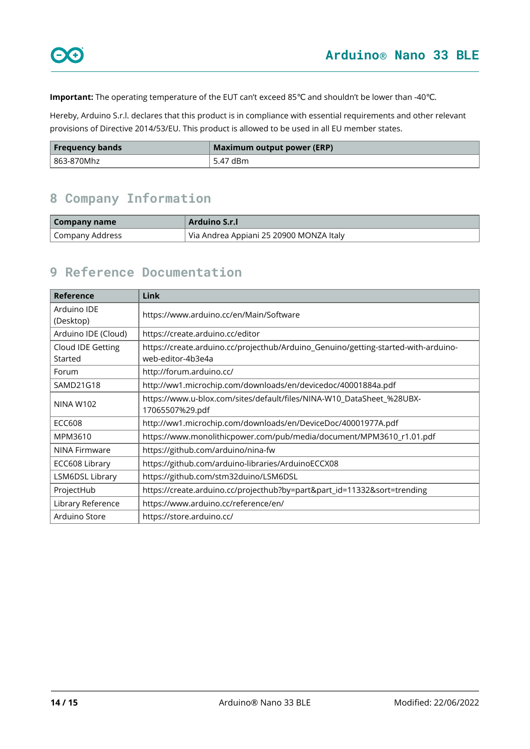**Important:** The operating temperature of the EUT can't exceed 85℃ and shouldn't be lower than -40℃.

Hereby, Arduino S.r.l. declares that this product is in compliance with essential requirements and other relevant provisions of Directive 2014/53/EU. This product is allowed to be used in all EU member states.

| Frequency bands | Maximum output power (ERP) |
|---|---|
| 863-870Mhz | 5.47 dBm |

## 8 Company Information

| Company name | Arduino S.r.l |
|---|---|
| Company Address | Via Andrea Appiani 25 20900 MONZA Italy |

## 9 Reference Documentation

| Reference | Link |
|---|---|
| Arduino IDE (Desktop) | https://www.arduino.cc/en/Main/Software |
| Arduino IDE (Cloud) | https://create.arduino.cc/editor |
| Cloud IDE Getting Started | https://create.arduino.cc/projecthub/Arduino_Genuino/getting-started-with-arduino-web-editor-4b3e4a |
| Forum | http://forum.arduino.cc/ |
| SAMD21G18 | http://ww1.microchip.com/downloads/en/devicedoc/40001884a.pdf |
| NINA W102 | https://www.u-blox.com/sites/default/files/NINA-W10_DataSheet_%28UBX-17065507%29.pdf |
| ECC608 | http://ww1.microchip.com/downloads/en/DeviceDoc/40001977A.pdf |
| MPM3610 | https://www.monolithicpower.com/pub/media/document/MPM3610_r1.01.pdf |
| NINA Firmware | https://github.com/arduino/nina-fw |
| ECC608 Library | https://github.com/arduino-libraries/ArduinoECCX08 |
| LSM6DSL Library | https://github.com/stm32duino/LSM6DSL |
| ProjectHub | https://create.arduino.cc/projecthub?by=part&part_id=11332&sort=trending |
| Library Reference | https://www.arduino.cc/reference/en/ |
| Arduino Store | https://store.arduino.cc/ |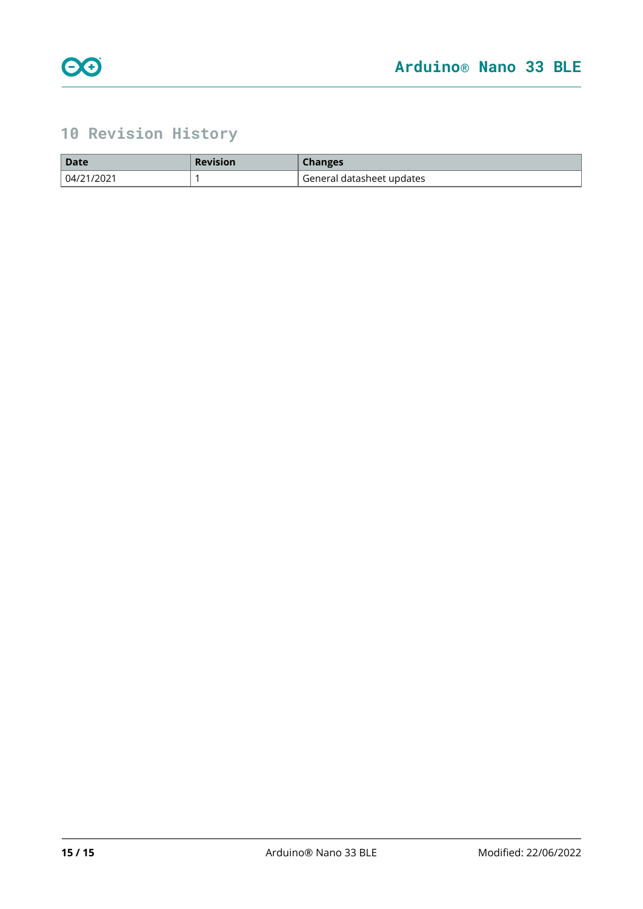# 10 Revision History

| Date | Revision | Changes |
| --- | --- | --- |
| 04/21/2021 | 1 | General datasheet updates |